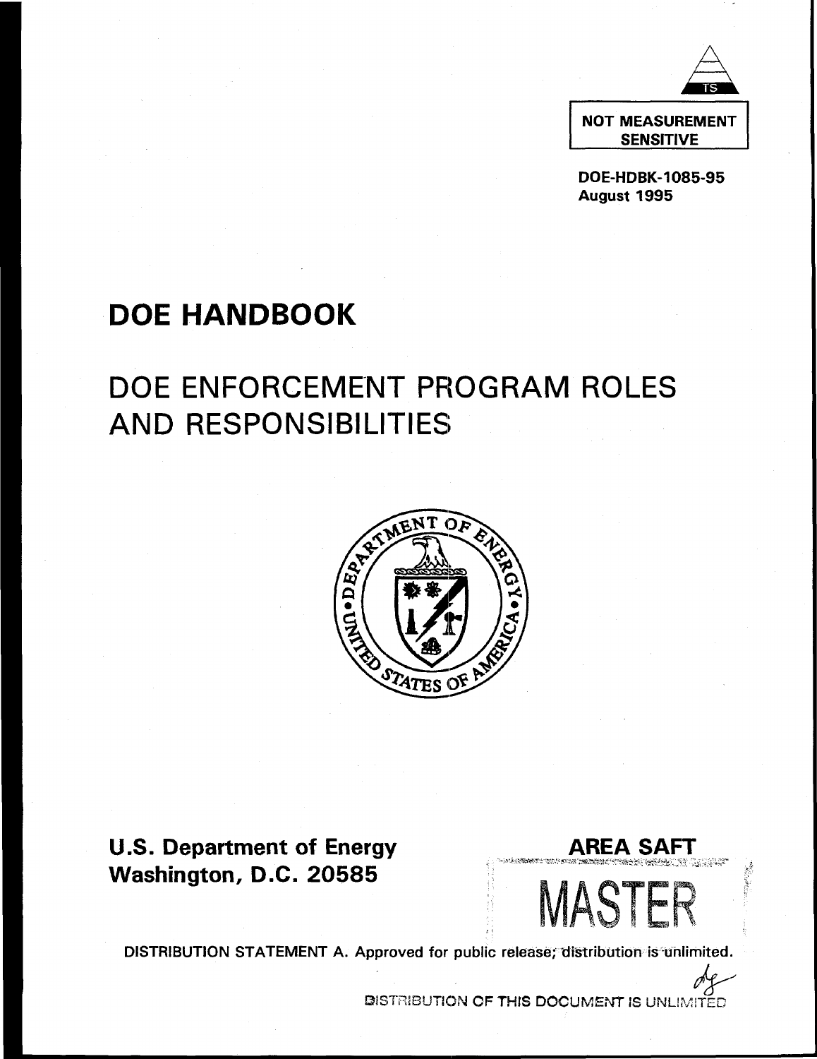TS

NOT MEASUREMENT SENSITIVE

DOE-HDBK-1085-95
August 1995

# DOE HANDBOOK

# DOE ENFORCEMENT PROGRAM ROLES AND RESPONSIBILITIES

U.S. Department of Energy
Washington, D.C. 20585

AREA SAFT

MASTER

DISTRIBUTION STATEMENT A. Approved for public release; distribution is unlimited.

DISTRIBUTION OF THIS DOCUMENT IS UNLIMITED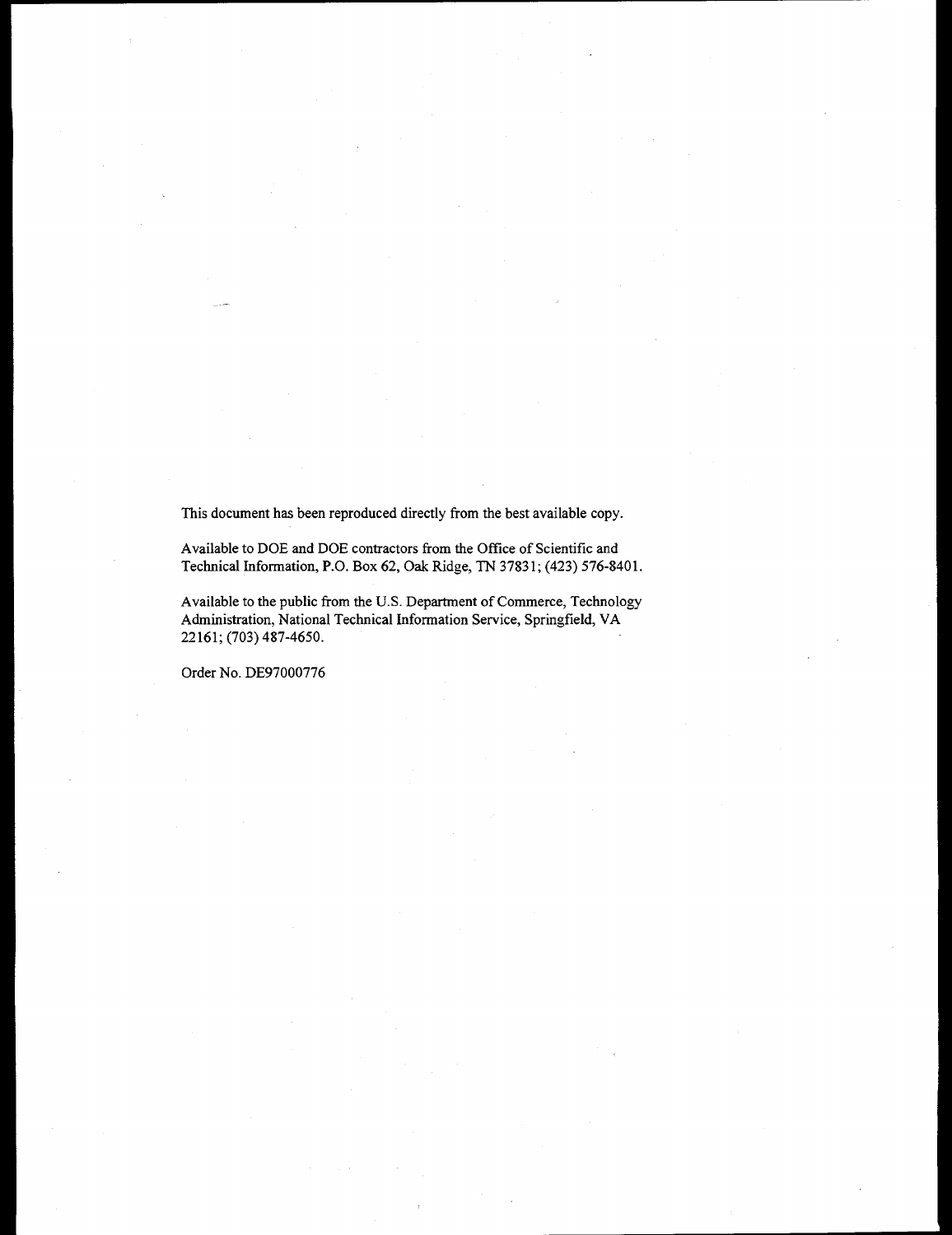This document has been reproduced directly from the best available copy.

Available to DOE and DOE contractors from the Office of Scientific and Technical Information, P.O. Box 62, Oak Ridge, TN 37831; (423) 576-8401.

Available to the public from the U.S. Department of Commerce, Technology Administration, National Technical Information Service, Springfield, VA 22161; (703) 487-4650.

Order No. DE97000776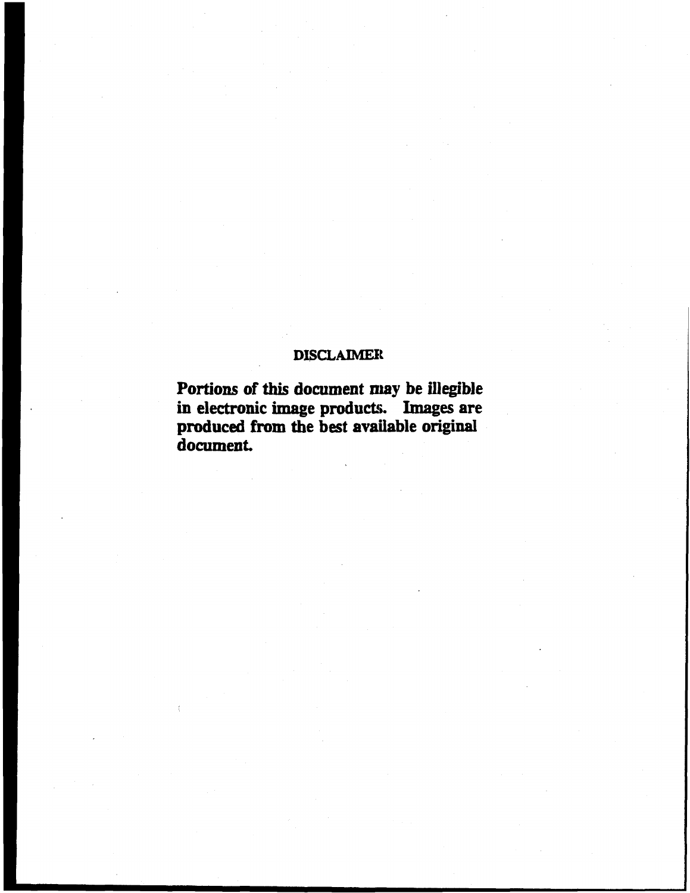# DISCLAIMER

**Portions of this document may be illegible in electronic image products. Images are produced from the best available original document.**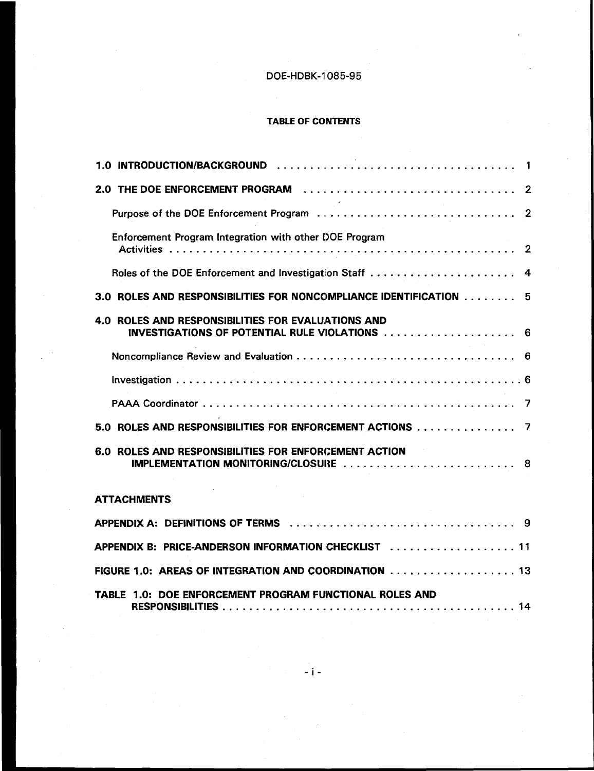## TABLE OF CONTENTS

| | |
|---|---|
| **1.0 INTRODUCTION/BACKGROUND** | 1 |
| **2.0 THE DOE ENFORCEMENT PROGRAM** | 2 |
| Purpose of the DOE Enforcement Program | 2 |
| Enforcement Program Integration with other DOE Program Activities | 2 |
| Roles of the DOE Enforcement and Investigation Staff | 4 |
| **3.0 ROLES AND RESPONSIBILITIES FOR NONCOMPLIANCE IDENTIFICATION** | 5 |
| **4.0 ROLES AND RESPONSIBILITIES FOR EVALUATIONS AND INVESTIGATIONS OF POTENTIAL RULE VIOLATIONS** | 6 |
| Noncompliance Review and Evaluation | 6 |
| Investigation | 6 |
| PAAA Coordinator | 7 |
| **5.0 ROLES AND RESPONSIBILITIES FOR ENFORCEMENT ACTIONS** | 7 |
| **6.0 ROLES AND RESPONSIBILITIES FOR ENFORCEMENT ACTION IMPLEMENTATION MONITORING/CLOSURE** | 8 |

**ATTACHMENTS**

| | |
|---|---|
| **APPENDIX A: DEFINITIONS OF TERMS** | 9 |
| **APPENDIX B: PRICE-ANDERSON INFORMATION CHECKLIST** | 11 |
| **FIGURE 1.0: AREAS OF INTEGRATION AND COORDINATION** | 13 |
| **TABLE 1.0: DOE ENFORCEMENT PROGRAM FUNCTIONAL ROLES AND RESPONSIBILITIES** | 14 |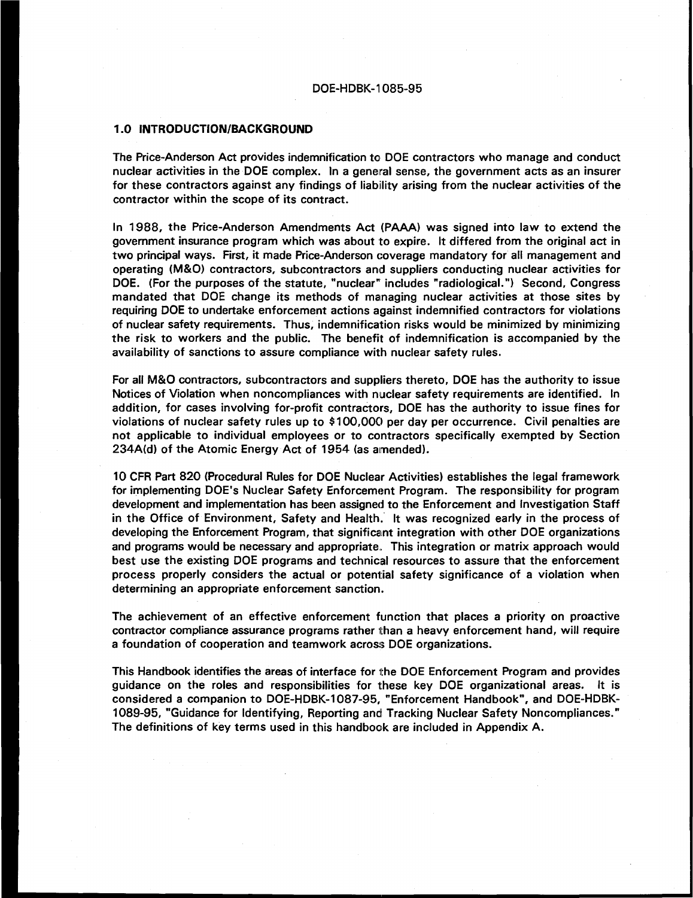## 1.0 INTRODUCTION/BACKGROUND

The Price-Anderson Act provides indemnification to DOE contractors who manage and conduct nuclear activities in the DOE complex. In a general sense, the government acts as an insurer for these contractors against any findings of liability arising from the nuclear activities of the contractor within the scope of its contract.

In 1988, the Price-Anderson Amendments Act (PAAA) was signed into law to extend the government insurance program which was about to expire. It differed from the original act in two principal ways. First, it made Price-Anderson coverage mandatory for all management and operating (M&O) contractors, subcontractors and suppliers conducting nuclear activities for DOE. (For the purposes of the statute, "nuclear" includes "radiological.") Second, Congress mandated that DOE change its methods of managing nuclear activities at those sites by requiring DOE to undertake enforcement actions against indemnified contractors for violations of nuclear safety requirements. Thus, indemnification risks would be minimized by minimizing the risk to workers and the public. The benefit of indemnification is accompanied by the availability of sanctions to assure compliance with nuclear safety rules.

For all M&O contractors, subcontractors and suppliers thereto, DOE has the authority to issue Notices of Violation when noncompliances with nuclear safety requirements are identified. In addition, for cases involving for-profit contractors, DOE has the authority to issue fines for violations of nuclear safety rules up to $100,000 per day per occurrence. Civil penalties are not applicable to individual employees or to contractors specifically exempted by Section 234A(d) of the Atomic Energy Act of 1954 (as amended).

10 CFR Part 820 (Procedural Rules for DOE Nuclear Activities) establishes the legal framework for implementing DOE's Nuclear Safety Enforcement Program. The responsibility for program development and implementation has been assigned to the Enforcement and Investigation Staff in the Office of Environment, Safety and Health. It was recognized early in the process of developing the Enforcement Program, that significant integration with other DOE organizations and programs would be necessary and appropriate. This integration or matrix approach would best use the existing DOE programs and technical resources to assure that the enforcement process properly considers the actual or potential safety significance of a violation when determining an appropriate enforcement sanction.

The achievement of an effective enforcement function that places a priority on proactive contractor compliance assurance programs rather than a heavy enforcement hand, will require a foundation of cooperation and teamwork across DOE organizations.

This Handbook identifies the areas of interface for the DOE Enforcement Program and provides guidance on the roles and responsibilities for these key DOE organizational areas. It is considered a companion to DOE-HDBK-1087-95, "Enforcement Handbook", and DOE-HDBK-1089-95, "Guidance for Identifying, Reporting and Tracking Nuclear Safety Noncompliances." The definitions of key terms used in this handbook are included in Appendix A.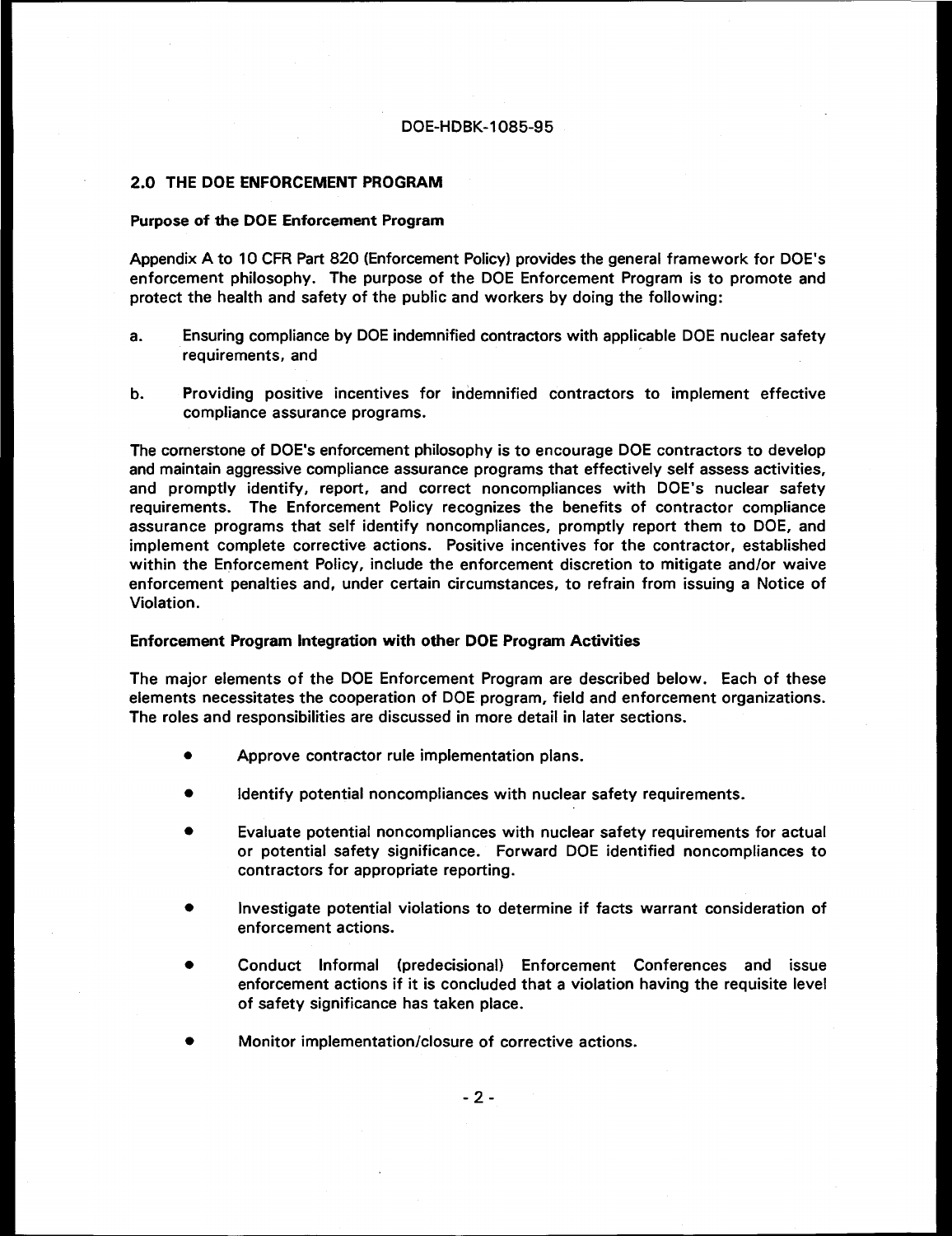## 2.0 THE DOE ENFORCEMENT PROGRAM

### Purpose of the DOE Enforcement Program

Appendix A to 10 CFR Part 820 (Enforcement Policy) provides the general framework for DOE's enforcement philosophy. The purpose of the DOE Enforcement Program is to promote and protect the health and safety of the public and workers by doing the following:

a. Ensuring compliance by DOE indemnified contractors with applicable DOE nuclear safety requirements, and

b. Providing positive incentives for indemnified contractors to implement effective compliance assurance programs.

The cornerstone of DOE's enforcement philosophy is to encourage DOE contractors to develop and maintain aggressive compliance assurance programs that effectively self assess activities, and promptly identify, report, and correct noncompliances with DOE's nuclear safety requirements. The Enforcement Policy recognizes the benefits of contractor compliance assurance programs that self identify noncompliances, promptly report them to DOE, and implement complete corrective actions. Positive incentives for the contractor, established within the Enforcement Policy, include the enforcement discretion to mitigate and/or waive enforcement penalties and, under certain circumstances, to refrain from issuing a Notice of Violation.

### Enforcement Program Integration with other DOE Program Activities

The major elements of the DOE Enforcement Program are described below. Each of these elements necessitates the cooperation of DOE program, field and enforcement organizations. The roles and responsibilities are discussed in more detail in later sections.

- Approve contractor rule implementation plans.
- Identify potential noncompliances with nuclear safety requirements.
- Evaluate potential noncompliances with nuclear safety requirements for actual or potential safety significance. Forward DOE identified noncompliances to contractors for appropriate reporting.
- Investigate potential violations to determine if facts warrant consideration of enforcement actions.
- Conduct Informal (predecisional) Enforcement Conferences and issue enforcement actions if it is concluded that a violation having the requisite level of safety significance has taken place.
- Monitor implementation/closure of corrective actions.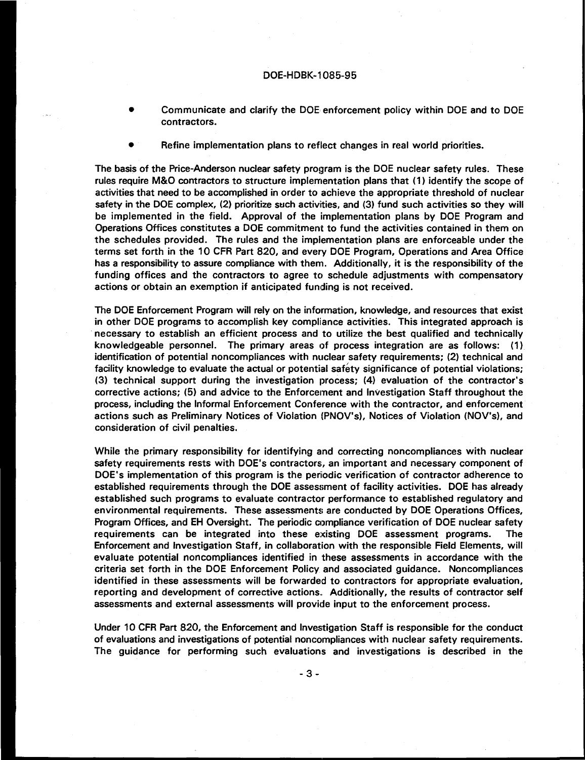- Communicate and clarify the DOE enforcement policy within DOE and to DOE contractors.
- Refine implementation plans to reflect changes in real world priorities.

The basis of the Price-Anderson nuclear safety program is the DOE nuclear safety rules. These rules require M&O contractors to structure implementation plans that (1) identify the scope of activities that need to be accomplished in order to achieve the appropriate threshold of nuclear safety in the DOE complex, (2) prioritize such activities, and (3) fund such activities so they will be implemented in the field. Approval of the implementation plans by DOE Program and Operations Offices constitutes a DOE commitment to fund the activities contained in them on the schedules provided. The rules and the implementation plans are enforceable under the terms set forth in the 10 CFR Part 820, and every DOE Program, Operations and Area Office has a responsibility to assure compliance with them. Additionally, it is the responsibility of the funding offices and the contractors to agree to schedule adjustments with compensatory actions or obtain an exemption if anticipated funding is not received.

The DOE Enforcement Program will rely on the information, knowledge, and resources that exist in other DOE programs to accomplish key compliance activities. This integrated approach is necessary to establish an efficient process and to utilize the best qualified and technically knowledgeable personnel. The primary areas of process integration are as follows: (1) identification of potential noncompliances with nuclear safety requirements; (2) technical and facility knowledge to evaluate the actual or potential safety significance of potential violations; (3) technical support during the investigation process; (4) evaluation of the contractor's corrective actions; (5) and advice to the Enforcement and Investigation Staff throughout the process, including the Informal Enforcement Conference with the contractor, and enforcement actions such as Preliminary Notices of Violation (PNOV's), Notices of Violation (NOV's), and consideration of civil penalties.

While the primary responsibility for identifying and correcting noncompliances with nuclear safety requirements rests with DOE's contractors, an important and necessary component of DOE's implementation of this program is the periodic verification of contractor adherence to established requirements through the DOE assessment of facility activities. DOE has already established such programs to evaluate contractor performance to established regulatory and environmental requirements. These assessments are conducted by DOE Operations Offices, Program Offices, and EH Oversight. The periodic compliance verification of DOE nuclear safety requirements can be integrated into these existing DOE assessment programs. The Enforcement and Investigation Staff, in collaboration with the responsible Field Elements, will evaluate potential noncompliances identified in these assessments in accordance with the criteria set forth in the DOE Enforcement Policy and associated guidance. Noncompliances identified in these assessments will be forwarded to contractors for appropriate evaluation, reporting and development of corrective actions. Additionally, the results of contractor self assessments and external assessments will provide input to the enforcement process.

Under 10 CFR Part 820, the Enforcement and Investigation Staff is responsible for the conduct of evaluations and investigations of potential noncompliances with nuclear safety requirements. The guidance for performing such evaluations and investigations is described in the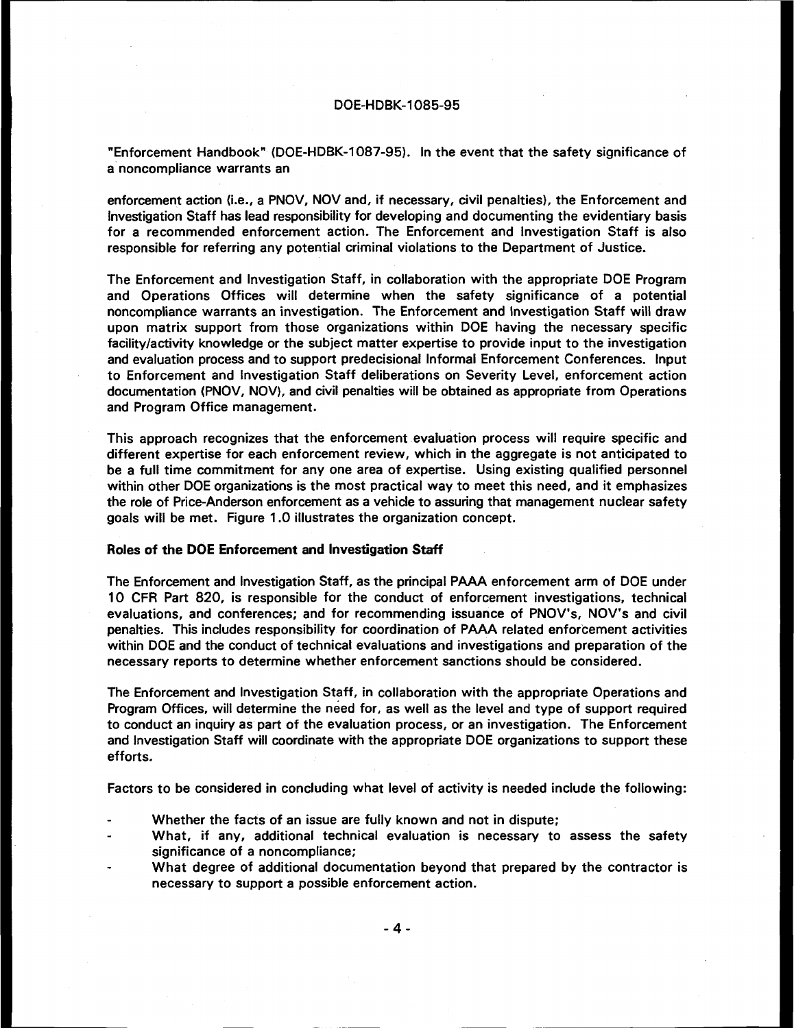"Enforcement Handbook" (DOE-HDBK-1087-95). In the event that the safety significance of a noncompliance warrants an

enforcement action (i.e., a PNOV, NOV and, if necessary, civil penalties), the Enforcement and Investigation Staff has lead responsibility for developing and documenting the evidentiary basis for a recommended enforcement action. The Enforcement and Investigation Staff is also responsible for referring any potential criminal violations to the Department of Justice.

The Enforcement and Investigation Staff, in collaboration with the appropriate DOE Program and Operations Offices will determine when the safety significance of a potential noncompliance warrants an investigation. The Enforcement and Investigation Staff will draw upon matrix support from those organizations within DOE having the necessary specific facility/activity knowledge or the subject matter expertise to provide input to the investigation and evaluation process and to support predecisional Informal Enforcement Conferences. Input to Enforcement and Investigation Staff deliberations on Severity Level, enforcement action documentation (PNOV, NOV), and civil penalties will be obtained as appropriate from Operations and Program Office management.

This approach recognizes that the enforcement evaluation process will require specific and different expertise for each enforcement review, which in the aggregate is not anticipated to be a full time commitment for any one area of expertise. Using existing qualified personnel within other DOE organizations is the most practical way to meet this need, and it emphasizes the role of Price-Anderson enforcement as a vehicle to assuring that management nuclear safety goals will be met. Figure 1.0 illustrates the organization concept.

**Roles of the DOE Enforcement and Investigation Staff**

The Enforcement and Investigation Staff, as the principal PAAA enforcement arm of DOE under 10 CFR Part 820, is responsible for the conduct of enforcement investigations, technical evaluations, and conferences; and for recommending issuance of PNOV's, NOV's and civil penalties. This includes responsibility for coordination of PAAA related enforcement activities within DOE and the conduct of technical evaluations and investigations and preparation of the necessary reports to determine whether enforcement sanctions should be considered.

The Enforcement and Investigation Staff, in collaboration with the appropriate Operations and Program Offices, will determine the need for, as well as the level and type of support required to conduct an inquiry as part of the evaluation process, or an investigation. The Enforcement and Investigation Staff will coordinate with the appropriate DOE organizations to support these efforts.

Factors to be considered in concluding what level of activity is needed include the following:

- Whether the facts of an issue are fully known and not in dispute;
- What, if any, additional technical evaluation is necessary to assess the safety significance of a noncompliance;
- What degree of additional documentation beyond that prepared by the contractor is necessary to support a possible enforcement action.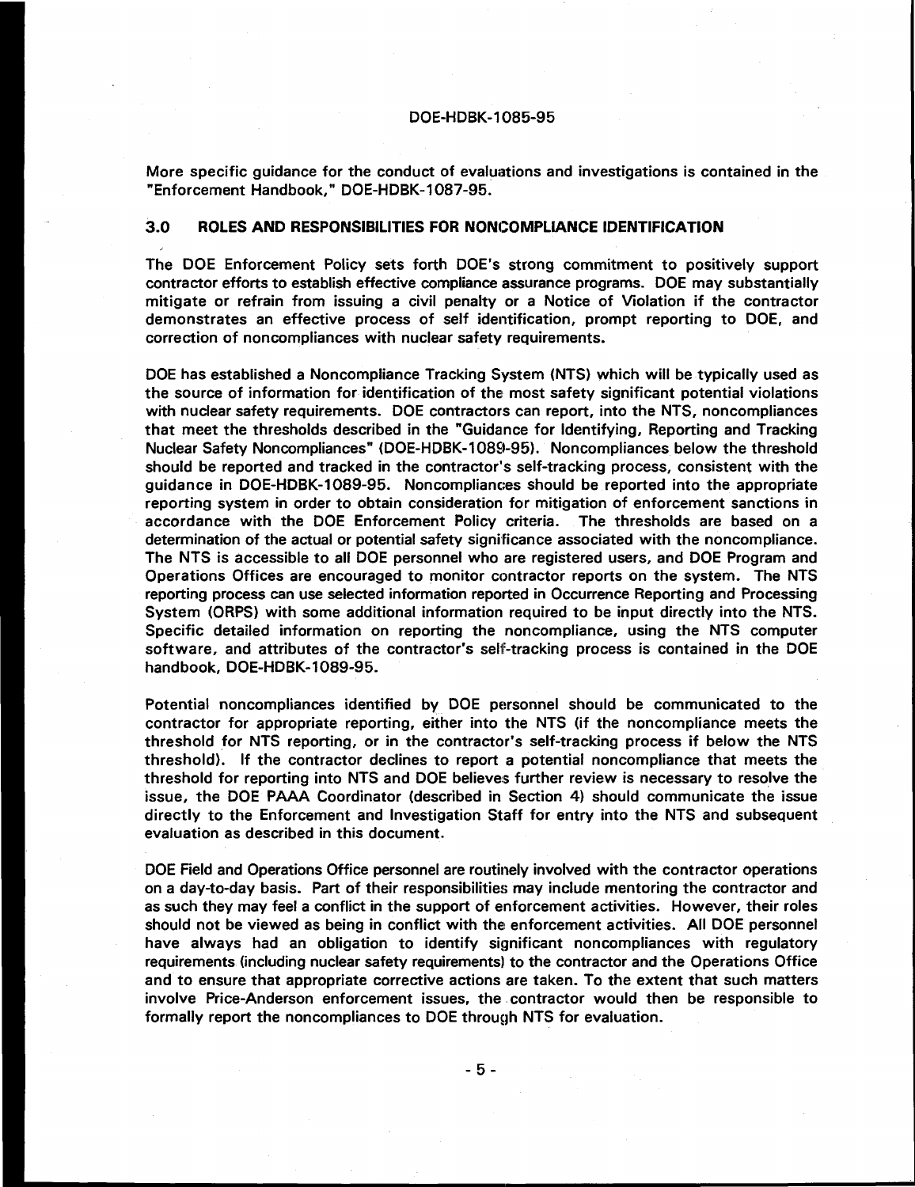More specific guidance for the conduct of evaluations and investigations is contained in the "Enforcement Handbook," DOE-HDBK-1087-95.

## 3.0 ROLES AND RESPONSIBILITIES FOR NONCOMPLIANCE IDENTIFICATION

The DOE Enforcement Policy sets forth DOE's strong commitment to positively support contractor efforts to establish effective compliance assurance programs. DOE may substantially mitigate or refrain from issuing a civil penalty or a Notice of Violation if the contractor demonstrates an effective process of self identification, prompt reporting to DOE, and correction of noncompliances with nuclear safety requirements.

DOE has established a Noncompliance Tracking System (NTS) which will be typically used as the source of information for identification of the most safety significant potential violations with nuclear safety requirements. DOE contractors can report, into the NTS, noncompliances that meet the thresholds described in the "Guidance for Identifying, Reporting and Tracking Nuclear Safety Noncompliances" (DOE-HDBK-1089-95). Noncompliances below the threshold should be reported and tracked in the contractor's self-tracking process, consistent with the guidance in DOE-HDBK-1089-95. Noncompliances should be reported into the appropriate reporting system in order to obtain consideration for mitigation of enforcement sanctions in accordance with the DOE Enforcement Policy criteria. The thresholds are based on a determination of the actual or potential safety significance associated with the noncompliance. The NTS is accessible to all DOE personnel who are registered users, and DOE Program and Operations Offices are encouraged to monitor contractor reports on the system. The NTS reporting process can use selected information reported in Occurrence Reporting and Processing System (ORPS) with some additional information required to be input directly into the NTS. Specific detailed information on reporting the noncompliance, using the NTS computer software, and attributes of the contractor's self-tracking process is contained in the DOE handbook, DOE-HDBK-1089-95.

Potential noncompliances identified by DOE personnel should be communicated to the contractor for appropriate reporting, either into the NTS (if the noncompliance meets the threshold for NTS reporting, or in the contractor's self-tracking process if below the NTS threshold). If the contractor declines to report a potential noncompliance that meets the threshold for reporting into NTS and DOE believes further review is necessary to resolve the issue, the DOE PAAA Coordinator (described in Section 4) should communicate the issue directly to the Enforcement and Investigation Staff for entry into the NTS and subsequent evaluation as described in this document.

DOE Field and Operations Office personnel are routinely involved with the contractor operations on a day-to-day basis. Part of their responsibilities may include mentoring the contractor and as such they may feel a conflict in the support of enforcement activities. However, their roles should not be viewed as being in conflict with the enforcement activities. All DOE personnel have always had an obligation to identify significant noncompliances with regulatory requirements (including nuclear safety requirements) to the contractor and the Operations Office and to ensure that appropriate corrective actions are taken. To the extent that such matters involve Price-Anderson enforcement issues, the contractor would then be responsible to formally report the noncompliances to DOE through NTS for evaluation.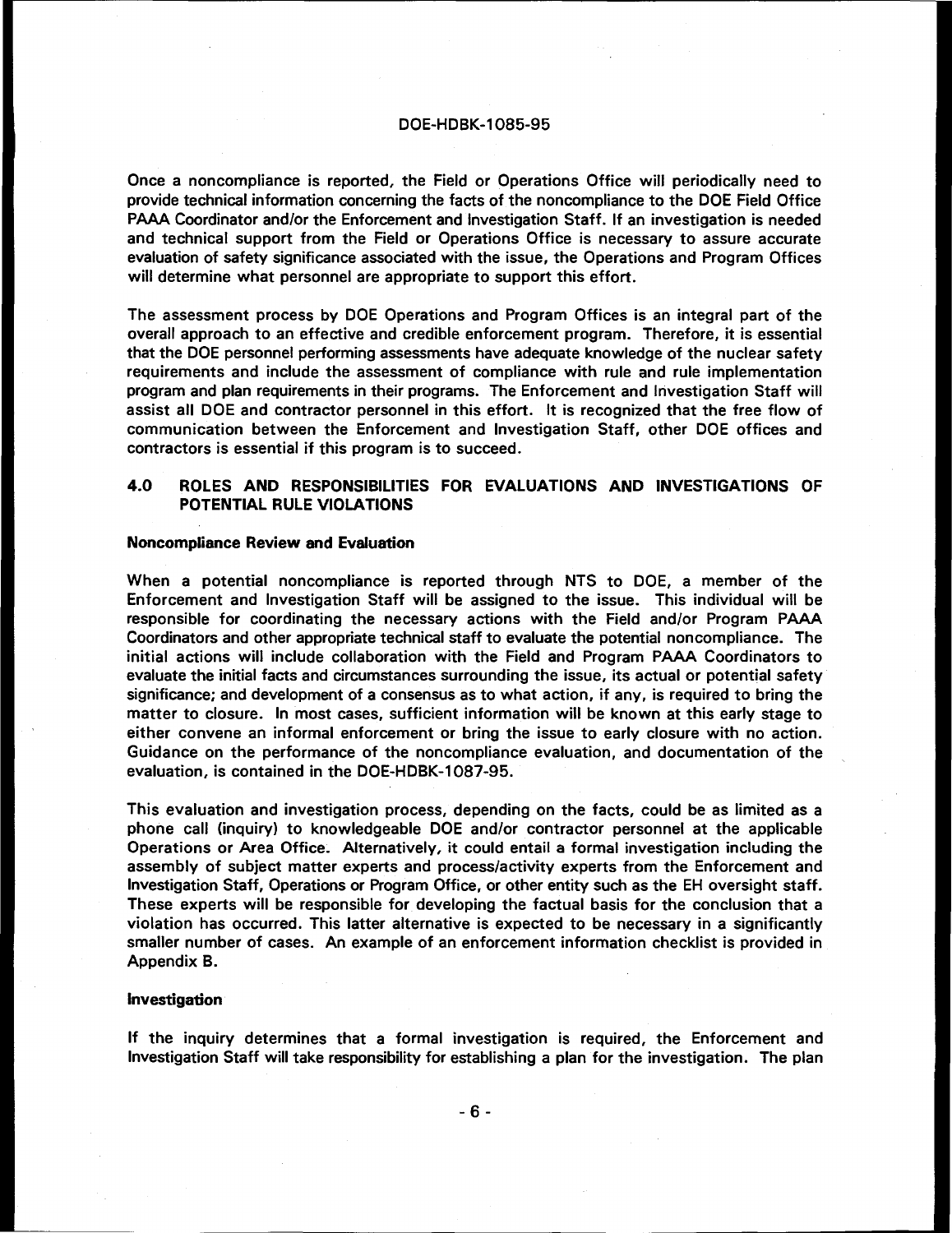Once a noncompliance is reported, the Field or Operations Office will periodically need to provide technical information concerning the facts of the noncompliance to the DOE Field Office PAAA Coordinator and/or the Enforcement and Investigation Staff. If an investigation is needed and technical support from the Field or Operations Office is necessary to assure accurate evaluation of safety significance associated with the issue, the Operations and Program Offices will determine what personnel are appropriate to support this effort.

The assessment process by DOE Operations and Program Offices is an integral part of the overall approach to an effective and credible enforcement program. Therefore, it is essential that the DOE personnel performing assessments have adequate knowledge of the nuclear safety requirements and include the assessment of compliance with rule and rule implementation program and plan requirements in their programs. The Enforcement and Investigation Staff will assist all DOE and contractor personnel in this effort. It is recognized that the free flow of communication between the Enforcement and Investigation Staff, other DOE offices and contractors is essential if this program is to succeed.

## 4.0 ROLES AND RESPONSIBILITIES FOR EVALUATIONS AND INVESTIGATIONS OF POTENTIAL RULE VIOLATIONS

### Noncompliance Review and Evaluation

When a potential noncompliance is reported through NTS to DOE, a member of the Enforcement and Investigation Staff will be assigned to the issue. This individual will be responsible for coordinating the necessary actions with the Field and/or Program PAAA Coordinators and other appropriate technical staff to evaluate the potential noncompliance. The initial actions will include collaboration with the Field and Program PAAA Coordinators to evaluate the initial facts and circumstances surrounding the issue, its actual or potential safety significance; and development of a consensus as to what action, if any, is required to bring the matter to closure. In most cases, sufficient information will be known at this early stage to either convene an informal enforcement or bring the issue to early closure with no action. Guidance on the performance of the noncompliance evaluation, and documentation of the evaluation, is contained in the DOE-HDBK-1087-95.

This evaluation and investigation process, depending on the facts, could be as limited as a phone call (inquiry) to knowledgeable DOE and/or contractor personnel at the applicable Operations or Area Office. Alternatively, it could entail a formal investigation including the assembly of subject matter experts and process/activity experts from the Enforcement and Investigation Staff, Operations or Program Office, or other entity such as the EH oversight staff. These experts will be responsible for developing the factual basis for the conclusion that a violation has occurred. This latter alternative is expected to be necessary in a significantly smaller number of cases. An example of an enforcement information checklist is provided in Appendix B.

### Investigation

If the inquiry determines that a formal investigation is required, the Enforcement and Investigation Staff will take responsibility for establishing a plan for the investigation. The plan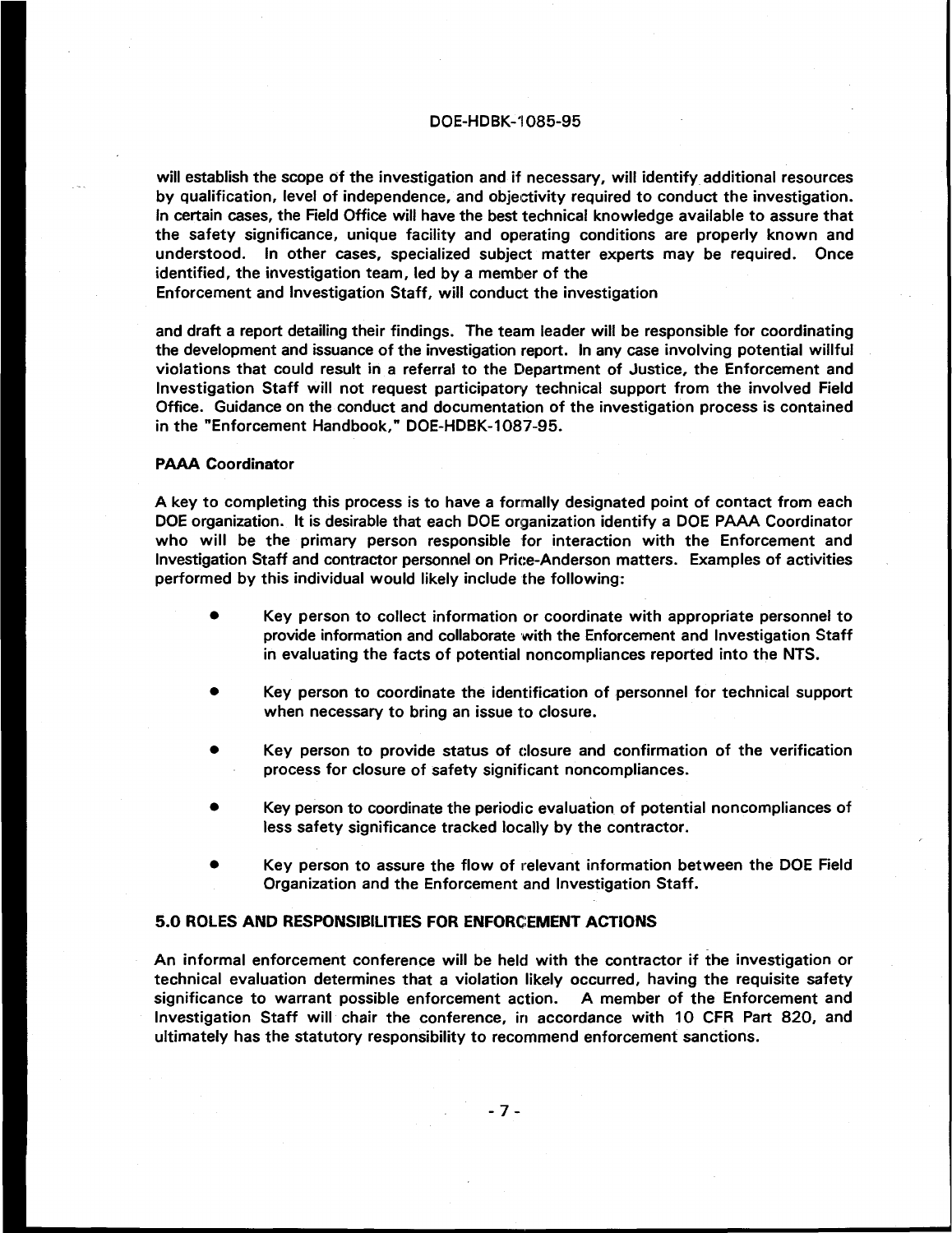will establish the scope of the investigation and if necessary, will identify additional resources by qualification, level of independence, and objectivity required to conduct the investigation. In certain cases, the Field Office will have the best technical knowledge available to assure that the safety significance, unique facility and operating conditions are properly known and understood. In other cases, specialized subject matter experts may be required. Once identified, the investigation team, led by a member of the Enforcement and Investigation Staff, will conduct the investigation and draft a report detailing their findings. The team leader will be responsible for coordinating the development and issuance of the investigation report. In any case involving potential willful violations that could result in a referral to the Department of Justice, the Enforcement and Investigation Staff will not request participatory technical support from the involved Field Office. Guidance on the conduct and documentation of the investigation process is contained in the "Enforcement Handbook," DOE-HDBK-1087-95.

**PAAA Coordinator**

A key to completing this process is to have a formally designated point of contact from each DOE organization. It is desirable that each DOE organization identify a DOE PAAA Coordinator who will be the primary person responsible for interaction with the Enforcement and Investigation Staff and contractor personnel on Price-Anderson matters. Examples of activities performed by this individual would likely include the following:

- Key person to collect information or coordinate with appropriate personnel to provide information and collaborate with the Enforcement and Investigation Staff in evaluating the facts of potential noncompliances reported into the NTS.
- Key person to coordinate the identification of personnel for technical support when necessary to bring an issue to closure.
- Key person to provide status of closure and confirmation of the verification process for closure of safety significant noncompliances.
- Key person to coordinate the periodic evaluation of potential noncompliances of less safety significance tracked locally by the contractor.
- Key person to assure the flow of relevant information between the DOE Field Organization and the Enforcement and Investigation Staff.

## 5.0 ROLES AND RESPONSIBILITIES FOR ENFORCEMENT ACTIONS

An informal enforcement conference will be held with the contractor if the investigation or technical evaluation determines that a violation likely occurred, having the requisite safety significance to warrant possible enforcement action. A member of the Enforcement and Investigation Staff will chair the conference, in accordance with 10 CFR Part 820, and ultimately has the statutory responsibility to recommend enforcement sanctions.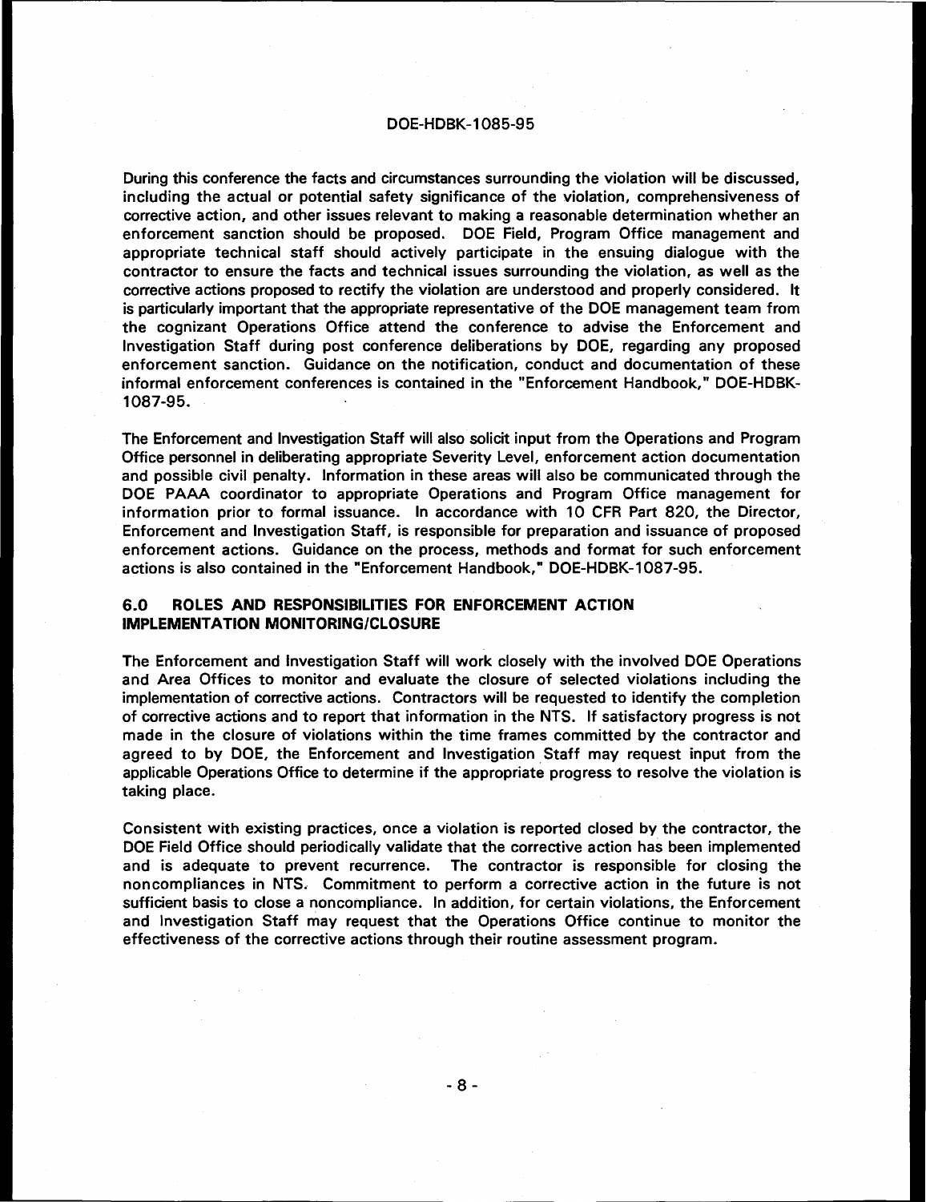During this conference the facts and circumstances surrounding the violation will be discussed, including the actual or potential safety significance of the violation, comprehensiveness of corrective action, and other issues relevant to making a reasonable determination whether an enforcement sanction should be proposed. DOE Field, Program Office management and appropriate technical staff should actively participate in the ensuing dialogue with the contractor to ensure the facts and technical issues surrounding the violation, as well as the corrective actions proposed to rectify the violation are understood and properly considered. It is particularly important that the appropriate representative of the DOE management team from the cognizant Operations Office attend the conference to advise the Enforcement and Investigation Staff during post conference deliberations by DOE, regarding any proposed enforcement sanction. Guidance on the notification, conduct and documentation of these informal enforcement conferences is contained in the "Enforcement Handbook," DOE-HDBK-1087-95.

The Enforcement and Investigation Staff will also solicit input from the Operations and Program Office personnel in deliberating appropriate Severity Level, enforcement action documentation and possible civil penalty. Information in these areas will also be communicated through the DOE PAAA coordinator to appropriate Operations and Program Office management for information prior to formal issuance. In accordance with 10 CFR Part 820, the Director, Enforcement and Investigation Staff, is responsible for preparation and issuance of proposed enforcement actions. Guidance on the process, methods and format for such enforcement actions is also contained in the "Enforcement Handbook," DOE-HDBK-1087-95.

## 6.0 ROLES AND RESPONSIBILITIES FOR ENFORCEMENT ACTION IMPLEMENTATION MONITORING/CLOSURE

The Enforcement and Investigation Staff will work closely with the involved DOE Operations and Area Offices to monitor and evaluate the closure of selected violations including the implementation of corrective actions. Contractors will be requested to identify the completion of corrective actions and to report that information in the NTS. If satisfactory progress is not made in the closure of violations within the time frames committed by the contractor and agreed to by DOE, the Enforcement and Investigation Staff may request input from the applicable Operations Office to determine if the appropriate progress to resolve the violation is taking place.

Consistent with existing practices, once a violation is reported closed by the contractor, the DOE Field Office should periodically validate that the corrective action has been implemented and is adequate to prevent recurrence. The contractor is responsible for closing the noncompliances in NTS. Commitment to perform a corrective action in the future is not sufficient basis to close a noncompliance. In addition, for certain violations, the Enforcement and Investigation Staff may request that the Operations Office continue to monitor the effectiveness of the corrective actions through their routine assessment program.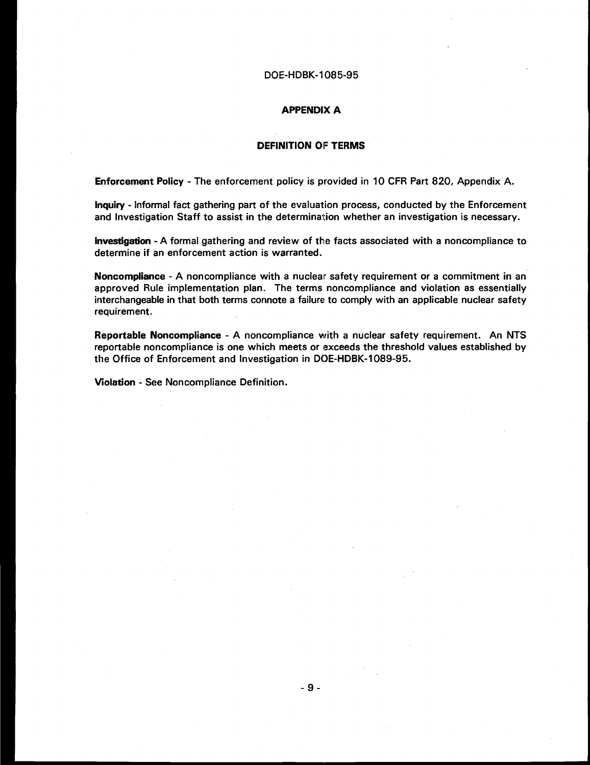# APPENDIX A

## DEFINITION OF TERMS

**Enforcement Policy** - The enforcement policy is provided in 10 CFR Part 820, Appendix A.

**Inquiry** - Informal fact gathering part of the evaluation process, conducted by the Enforcement and Investigation Staff to assist in the determination whether an investigation is necessary.

**Investigation** - A formal gathering and review of the facts associated with a noncompliance to determine if an enforcement action is warranted.

**Noncompliance** - A noncompliance with a nuclear safety requirement or a commitment in an approved Rule implementation plan. The terms noncompliance and violation as essentially interchangeable in that both terms connote a failure to comply with an applicable nuclear safety requirement.

**Reportable Noncompliance** - A noncompliance with a nuclear safety requirement. An NTS reportable noncompliance is one which meets or exceeds the threshold values established by the Office of Enforcement and Investigation in DOE-HDBK-1089-95.

**Violation** - See Noncompliance Definition.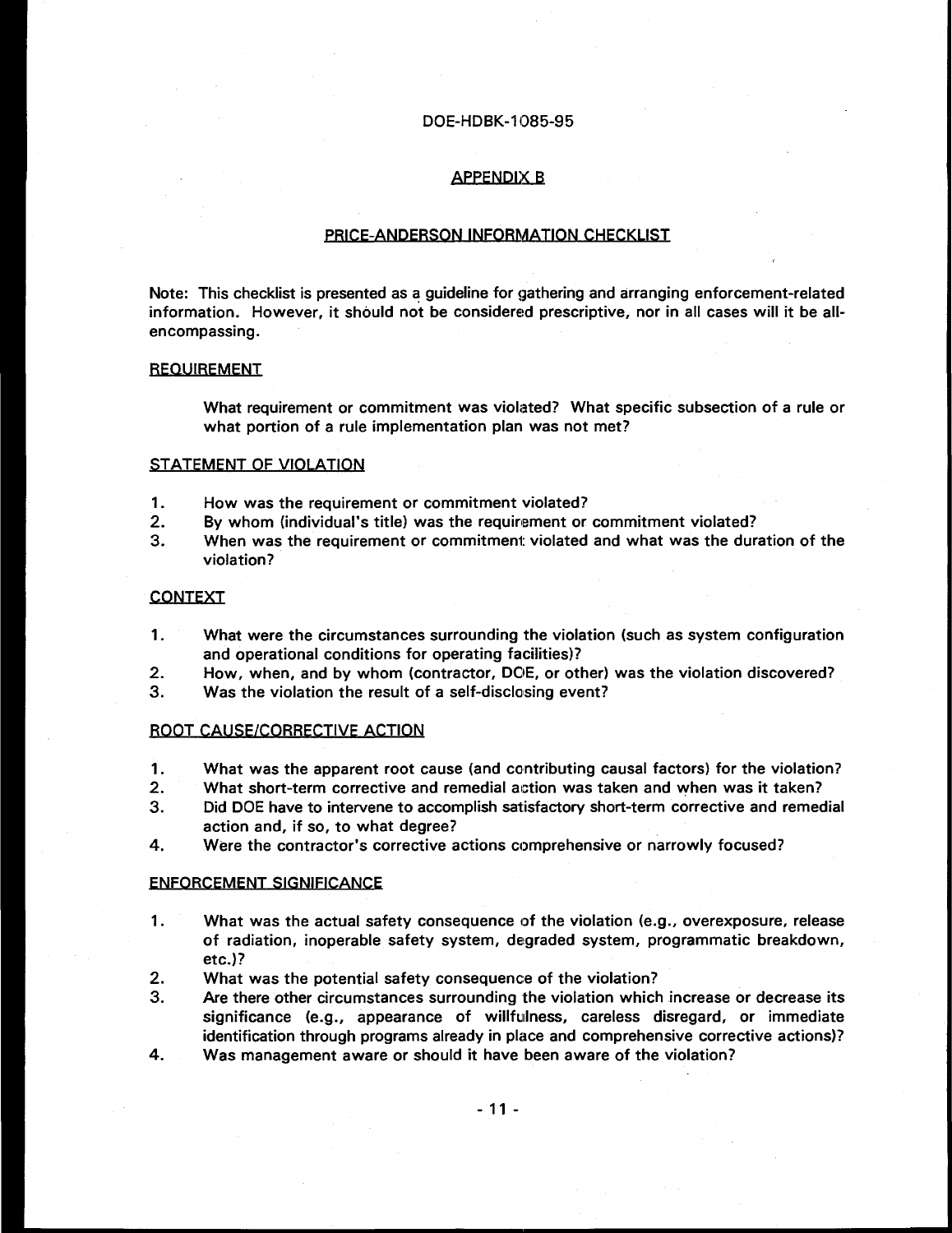## APPENDIX B

## PRICE-ANDERSON INFORMATION CHECKLIST

Note: This checklist is presented as a guideline for gathering and arranging enforcement-related information. However, it should not be considered prescriptive, nor in all cases will it be all-encompassing.

### REQUIREMENT

What requirement or commitment was violated? What specific subsection of a rule or what portion of a rule implementation plan was not met?

### STATEMENT OF VIOLATION

1. How was the requirement or commitment violated?
2. By whom (individual's title) was the requirement or commitment violated?
3. When was the requirement or commitment violated and what was the duration of the violation?

### CONTEXT

1. What were the circumstances surrounding the violation (such as system configuration and operational conditions for operating facilities)?
2. How, when, and by whom (contractor, DOE, or other) was the violation discovered?
3. Was the violation the result of a self-disclosing event?

### ROOT CAUSE/CORRECTIVE ACTION

1. What was the apparent root cause (and contributing causal factors) for the violation?
2. What short-term corrective and remedial action was taken and when was it taken?
3. Did DOE have to intervene to accomplish satisfactory short-term corrective and remedial action and, if so, to what degree?
4. Were the contractor's corrective actions comprehensive or narrowly focused?

### ENFORCEMENT SIGNIFICANCE

1. What was the actual safety consequence of the violation (e.g., overexposure, release of radiation, inoperable safety system, degraded system, programmatic breakdown, etc.)?
2. What was the potential safety consequence of the violation?
3. Are there other circumstances surrounding the violation which increase or decrease its significance (e.g., appearance of willfulness, careless disregard, or immediate identification through programs already in place and comprehensive corrective actions)?
4. Was management aware or should it have been aware of the violation?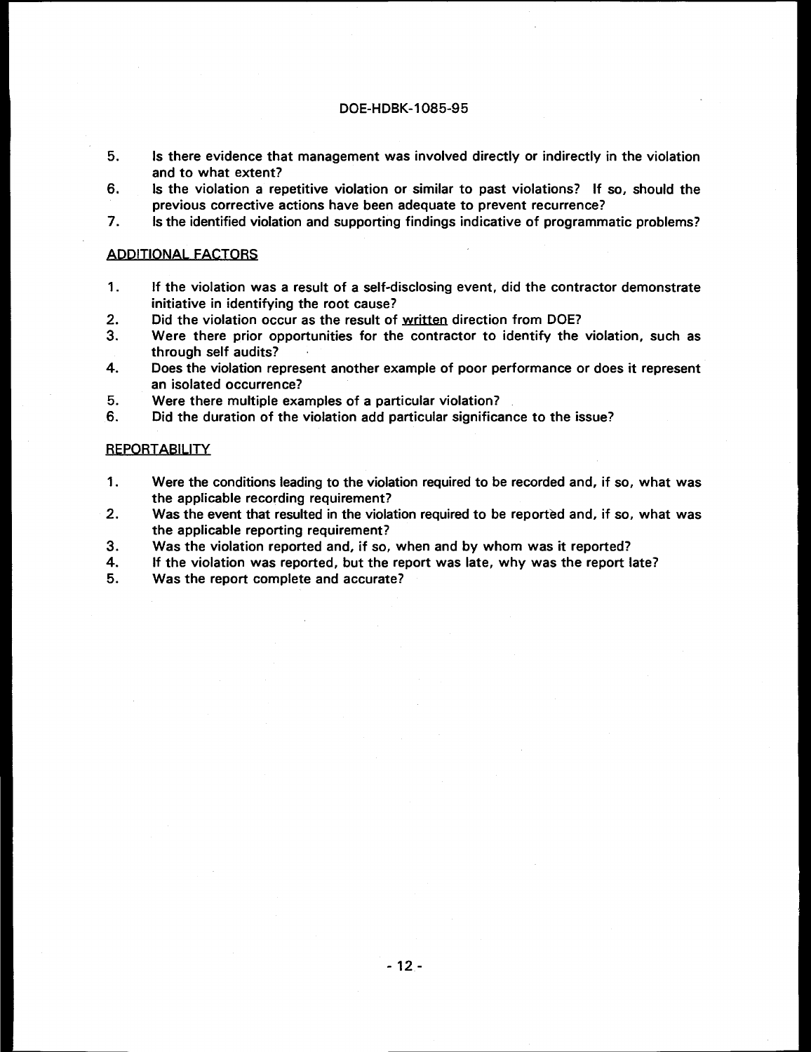5. Is there evidence that management was involved directly or indirectly in the violation and to what extent?
6. Is the violation a repetitive violation or similar to past violations? If so, should the previous corrective actions have been adequate to prevent recurrence?
7. Is the identified violation and supporting findings indicative of programmatic problems?

ADDITIONAL FACTORS

1. If the violation was a result of a self-disclosing event, did the contractor demonstrate initiative in identifying the root cause?
2. Did the violation occur as the result of written direction from DOE?
3. Were there prior opportunities for the contractor to identify the violation, such as through self audits?
4. Does the violation represent another example of poor performance or does it represent an isolated occurrence?
5. Were there multiple examples of a particular violation?
6. Did the duration of the violation add particular significance to the issue?

REPORTABILITY

1. Were the conditions leading to the violation required to be recorded and, if so, what was the applicable recording requirement?
2. Was the event that resulted in the violation required to be reported and, if so, what was the applicable reporting requirement?
3. Was the violation reported and, if so, when and by whom was it reported?
4. If the violation was reported, but the report was late, why was the report late?
5. Was the report complete and accurate?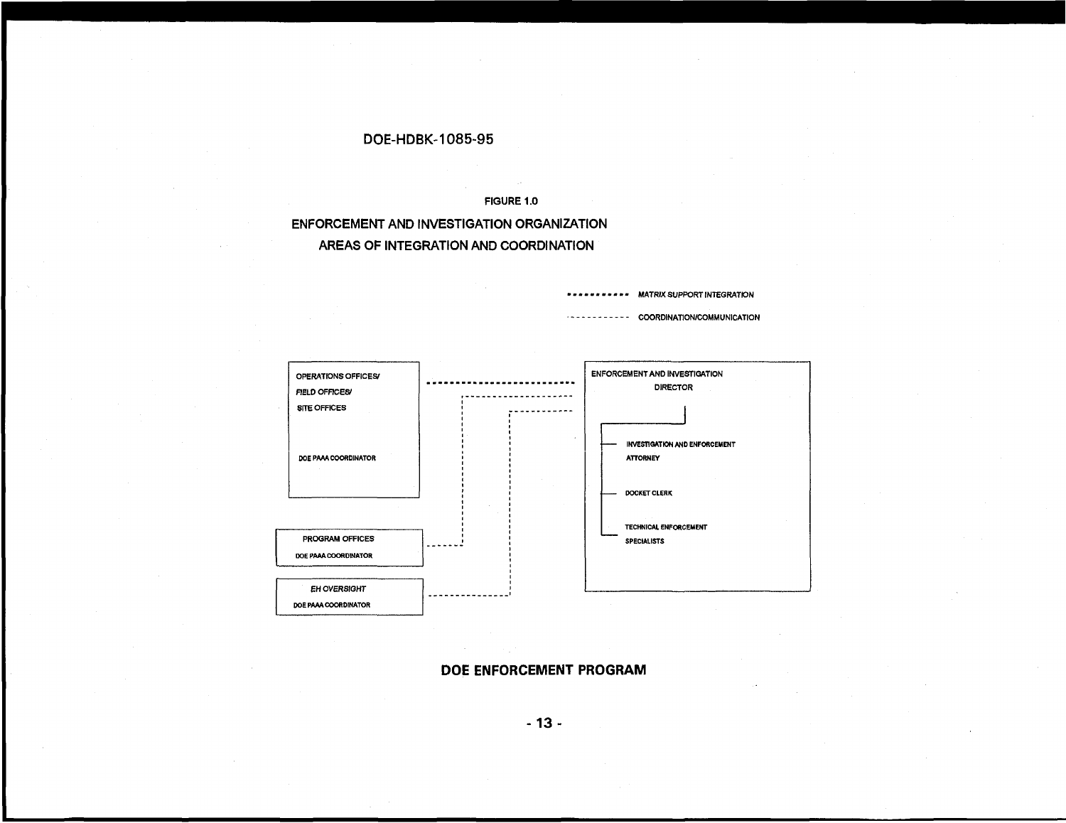FIGURE 1.0

ENFORCEMENT AND INVESTIGATION ORGANIZATION

AREAS OF INTEGRATION AND COORDINATION

•••••••••• MATRIX SUPPORT INTEGRATION

- - - - - - - - - - COORDINATION/COMMUNICATION

OPERATIONS OFFICES/
FIELD OFFICES/
SITE OFFICES

DOE PAAA COORDINATOR

PROGRAM OFFICES
DOE PAAA COORDINATOR

EH OVERSIGHT
DOE PAAA COORDINATOR

ENFORCEMENT AND INVESTIGATION
DIRECTOR

- INVESTIGATION AND ENFORCEMENT ATTORNEY
- DOCKET CLERK
- TECHNICAL ENFORCEMENT SPECIALISTS

DOE ENFORCEMENT PROGRAM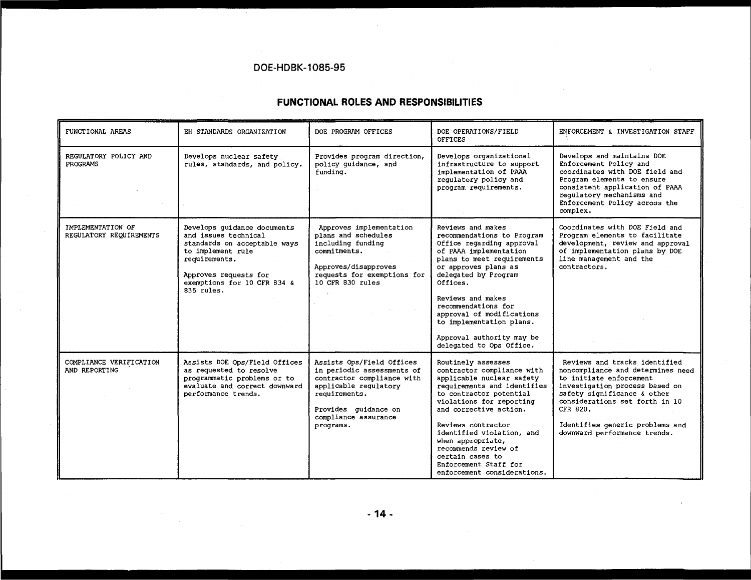## FUNCTIONAL ROLES AND RESPONSIBILITIES

| FUNCTIONAL AREAS | EH STANDARDS ORGANIZATION | DOE PROGRAM OFFICES | DOE OPERATIONS/FIELD OFFICES | ENFORCEMENT & INVESTIGATION STAFF |
|---|---|---|---|---|
| REGULATORY POLICY AND PROGRAMS | Develops nuclear safety rules, standards, and policy. | Provides program direction, policy guidance, and funding. | Develops organizational infrastructure to support implementation of PAAA regulatory policy and program requirements. | Develops and maintains DOE Enforcement Policy and coordinates with DOE field and Program elements to ensure consistent application of PAAA regulatory mechanisms and Enforcement Policy across the complex. |
| IMPLEMENTATION OF REGULATORY REQUIREMENTS | Develops guidance documents and issues technical standards on acceptable ways to implement rule requirements.<br><br>Approves requests for exemptions for 10 CFR 834 & 835 rules. | Approves implementation plans and schedules including funding commitments.<br><br>Approves/disapproves requests for exemptions for 10 CFR 830 rules | Reviews and makes recommendations to Program Office regarding approval of PAAA implementation plans to meet requirements or approves plans as delegated by Program Offices.<br><br>Reviews and makes recommendations for approval of modifications to implementation plans.<br><br>Approval authority may be delegated to Ops Office. | Coordinates with DOE Field and Program elements to facilitate development, review and approval of implementation plans by DOE line management and the contractors. |
| COMPLIANCE VERIFICATION AND REPORTING | Assists DOE Ops/Field Offices as requested to resolve programmatic problems or to evaluate and correct downward performance trends. | Assists Ops/Field Offices in periodic assessments of contractor compliance with applicable regulatory requirements.<br><br>Provides guidance on compliance assurance programs. | Routinely assesses contractor compliance with applicable nuclear safety requirements and identifies to contractor potential violations for reporting and corrective action.<br><br>Reviews contractor identified violation, and when appropriate, recommends review of certain cases to Enforcement Staff for enforcement considerations. | Reviews and tracks identified noncompliance and determines need to initiate enforcement investigation process based on safety significance & other considerations set forth in 10 CFR 820.<br><br>Identifies generic problems and downward performance trends. |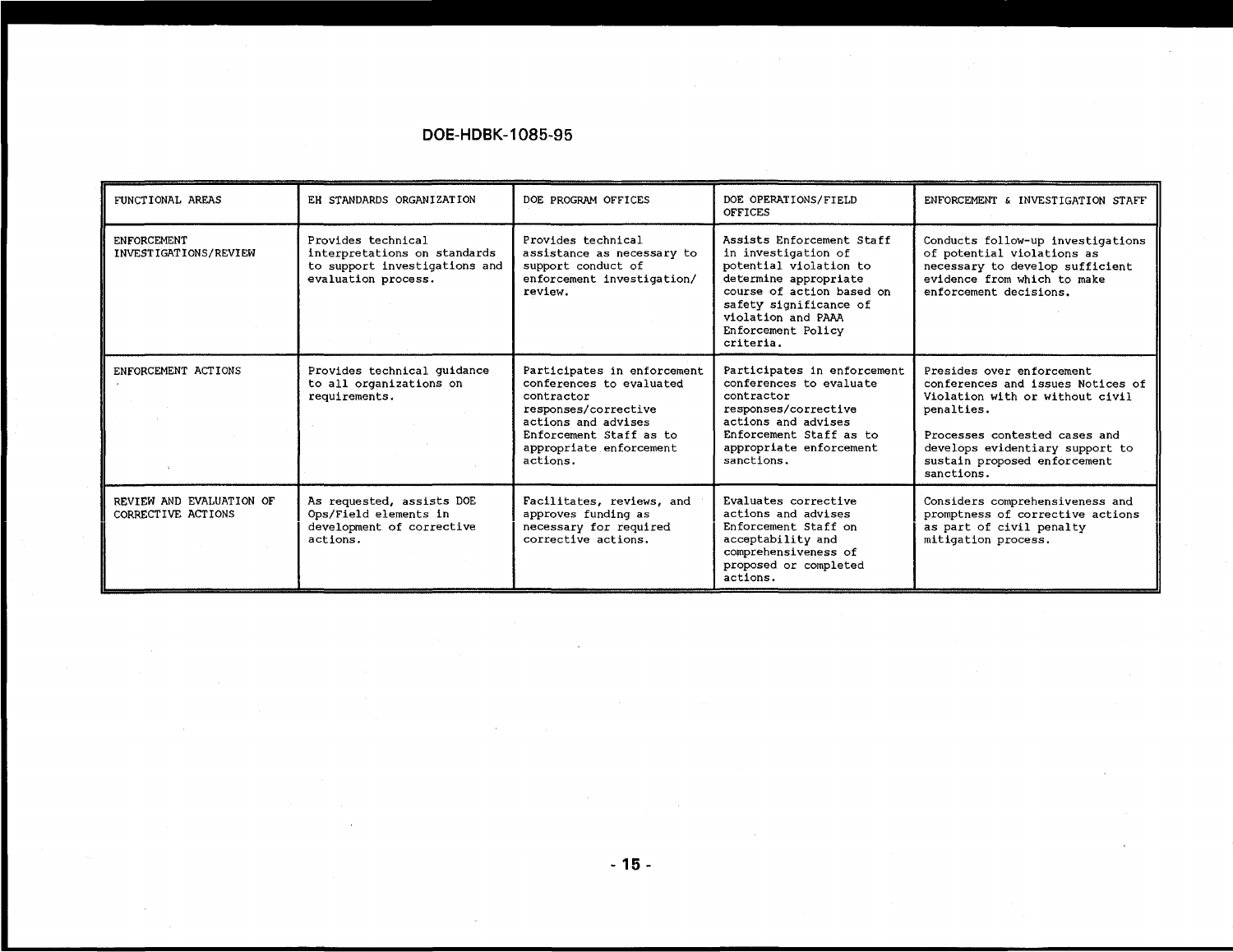| FUNCTIONAL AREAS | EH STANDARDS ORGANIZATION | DOE PROGRAM OFFICES | DOE OPERATIONS/FIELD OFFICES | ENFORCEMENT & INVESTIGATION STAFF |
|---|---|---|---|---|
| ENFORCEMENT INVESTIGATIONS/REVIEW | Provides technical interpretations on standards to support investigations and evaluation process. | Provides technical assistance as necessary to support conduct of enforcement investigation/ review. | Assists Enforcement Staff in investigation of potential violation to determine appropriate course of action based on safety significance of violation and PAAA Enforcement Policy criteria. | Conducts follow-up investigations of potential violations as necessary to develop sufficient evidence from which to make enforcement decisions. |
| ENFORCEMENT ACTIONS | Provides technical guidance to all organizations on requirements. | Participates in enforcement conferences to evaluated contractor responses/corrective actions and advises Enforcement Staff as to appropriate enforcement actions. | Participates in enforcement conferences to evaluate contractor responses/corrective actions and advises Enforcement Staff as to appropriate enforcement sanctions. | Presides over enforcement conferences and issues Notices of Violation with or without civil penalties.<br><br>Processes contested cases and develops evidentiary support to sustain proposed enforcement sanctions. |
| REVIEW AND EVALUATION OF CORRECTIVE ACTIONS | As requested, assists DOE Ops/Field elements in development of corrective actions. | Facilitates, reviews, and approves funding as necessary for required corrective actions. | Evaluates corrective actions and advises Enforcement Staff on acceptability and comprehensiveness of proposed or completed actions. | Considers comprehensiveness and promptness of corrective actions as part of civil penalty mitigation process. |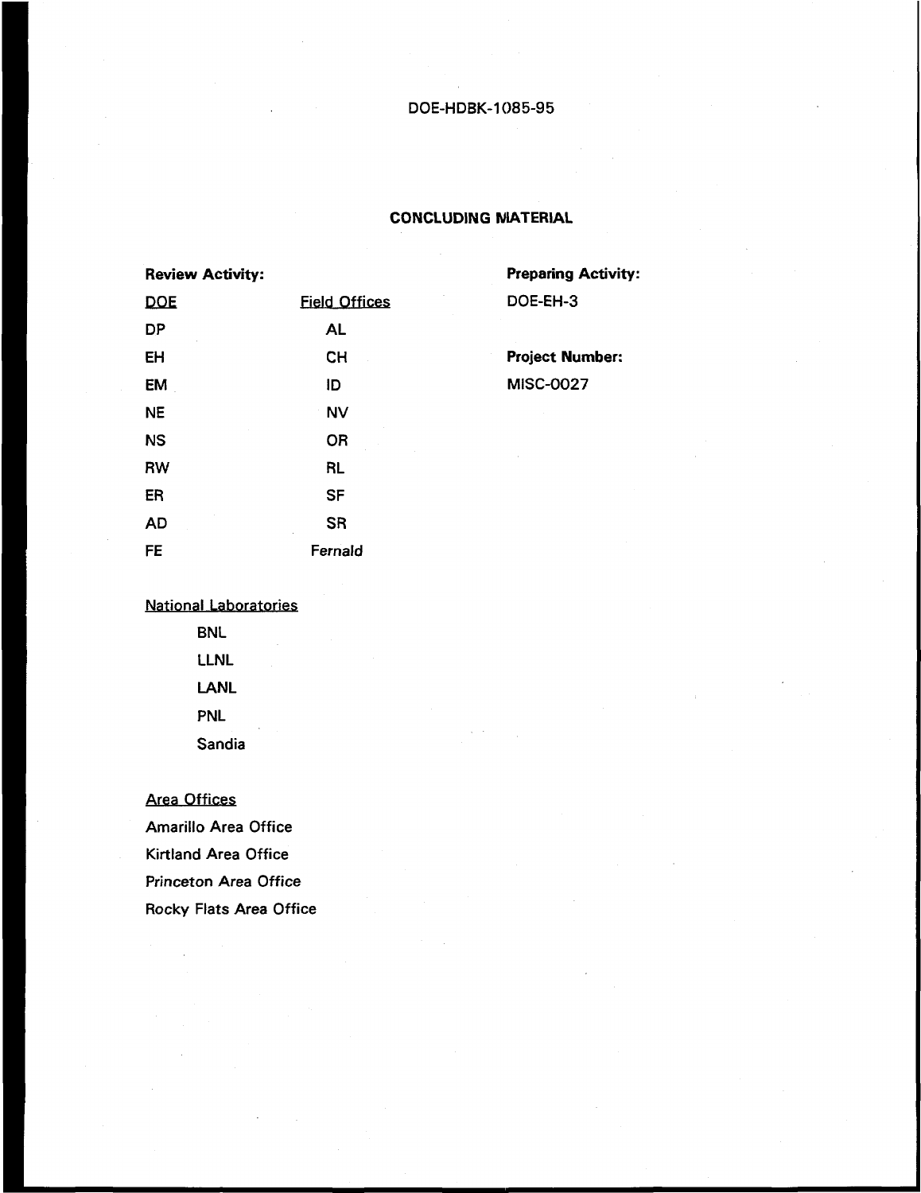## CONCLUDING MATERIAL

| **Review Activity:** | | **Preparing Activity:** |
|---|---|---|
| DOE | Field Offices | DOE-EH-3 |
| DP | AL | |
| EH | CH | **Project Number:** |
| EM | ID | MISC-0027 |
| NE | NV | |
| NS | OR | |
| RW | RL | |
| ER | SF | |
| AD | SR | |
| FE | Fernald | |

National Laboratories

- BNL
- LLNL
- LANL
- PNL
- Sandia

Area Offices

Amarillo Area Office
Kirtland Area Office
Princeton Area Office
Rocky Flats Area Office